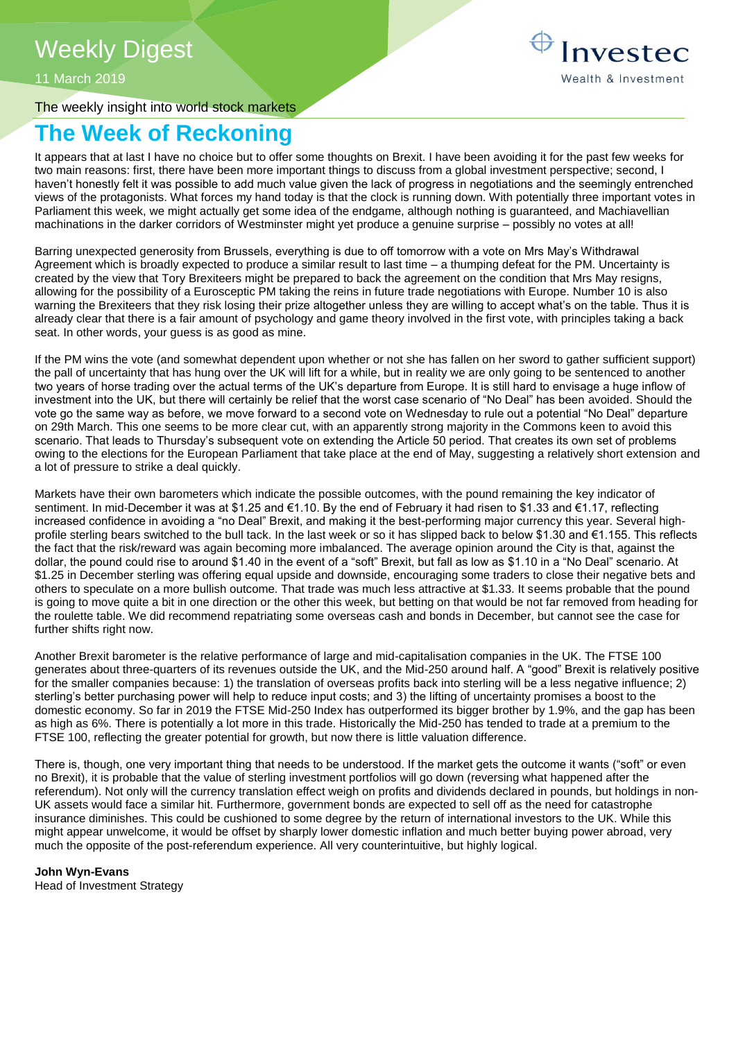# Weekly Digest

11 March 2019

The weekly insight into world stock markets

## The Week of Reckoning

It appears that at last I have no choice but to offer some thoughts on Brexit. I have been avoiding it for the past few weeks for two main reasons: first, there have been more important things to discuss from a global investment perspective; second, I haven't honestly felt it was possible to add much value given the lack of progress in negotiations and the seemingly entrenched views of the protagonists. What forces my hand today is that the clock is running down. With potentially three important votes in Parliament this week, we might actually get some idea of the endgame, although nothing is guaranteed, and Machiavellian machinations in the darker corridors of Westminster might yet produce a genuine surprise – possibly no votes at all!

Barring unexpected generosity from Brussels, everything is due to off tomorrow with a vote on Mrs May's Withdrawal Agreement which is broadly expected to produce a similar result to last time – a thumping defeat for the PM. Uncertainty is created by the view that Tory Brexiteers might be prepared to back the agreement on the condition that Mrs May resigns, allowing for the possibility of a Eurosceptic PM taking the reins in future trade negotiations with Europe. Number 10 is also warning the Brexiteers that they risk losing their prize altogether unless they are willing to accept what's on the table. Thus it is already clear that there is a fair amount of psychology and game theory involved in the first vote, with principles taking a back seat. In other words, your guess is as good as mine.

If the PM wins the vote (and somewhat dependent upon whether or not she has fallen on her sword to gather sufficient support) the pall of uncertainty that has hung over the UK will lift for a while, but in reality we are only going to be sentenced to another two years of horse trading over the actual terms of the UK's departure from Europe. It is still hard to envisage a huge inflow of investment into the UK, but there will certainly be relief that the worst case scenario of "No Deal" has been avoided. Should the vote go the same way as before, we move forward to a second vote on Wednesday to rule out a potential "No Deal" departure on 29th March. This one seems to be more clear cut, with an apparently strong majority in the Commons keen to avoid this scenario. That leads to Thursday's subsequent vote on extending the Article 50 period. That creates its own set of problems owing to the elections for the European Parliament that take place at the end of May, suggesting a relatively short extension and a lot of pressure to strike a deal quickly.

Markets have their own barometers which indicate the possible outcomes, with the pound remaining the key indicator of sentiment. In mid-December it was at \$1.25 and €1.10. By the end of February it had risen to \$1.33 and €1.17, reflecting increased confidence in avoiding a "no Deal" Brexit, and making it the best-performing major currency this year. Several high-profile sterling bears switched to the bull tack. In the last week or so it has slipped back to below \$1.30 and €1.155. This reflects the fact that the risk/reward was again becoming more imbalanced. The average opinion around the City is that, against the dollar, the pound could rise to around \$1.40 in the event of a "soft" Brexit, but fall as low as \$1.10 in a "No Deal" scenario. At \$1.25 in December sterling was offering equal upside and downside, encouraging some traders to close their negative bets and others to speculate on a more bullish outcome. That trade was much less attractive at \$1.33. It seems probable that the pound is going to move quite a bit in one direction or the other this week, but betting on that would be not far removed from heading for the roulette table. We did recommend repatriating some overseas cash and bonds in December, but cannot see the case for further shifts right now.

Another Brexit barometer is the relative performance of large and mid-capitalisation companies in the UK. The FTSE 100 generates about three-quarters of its revenues outside the UK, and the Mid-250 around half. A "good" Brexit is relatively positive for the smaller companies because: 1) the translation of overseas profits back into sterling will be a less negative influence; 2) sterling's better purchasing power will help to reduce input costs; and 3) the lifting of uncertainty promises a boost to the domestic economy. So far in 2019 the FTSE Mid-250 Index has outperformed its bigger brother by 1.9%, and the gap has been as high as 6%. There is potentially a lot more in this trade. Historically the Mid-250 has tended to trade at a premium to the FTSE 100, reflecting the greater potential for growth, but now there is little valuation difference.

There is, though, one very important thing that needs to be understood. If the market gets the outcome it wants ("soft" or even no Brexit), it is probable that the value of sterling investment portfolios will go down (reversing what happened after the referendum). Not only will the currency translation effect weigh on profits and dividends declared in pounds, but holdings in non-UK assets would face a similar hit. Furthermore, government bonds are expected to sell off as the need for catastrophe insurance diminishes. This could be cushioned to some degree by the return of international investors to the UK. While this might appear unwelcome, it would be offset by sharply lower domestic inflation and much better buying power abroad, very much the opposite of the post-referendum experience. All very counterintuitive, but highly logical.

**John Wyn-Evans**
Head of Investment Strategy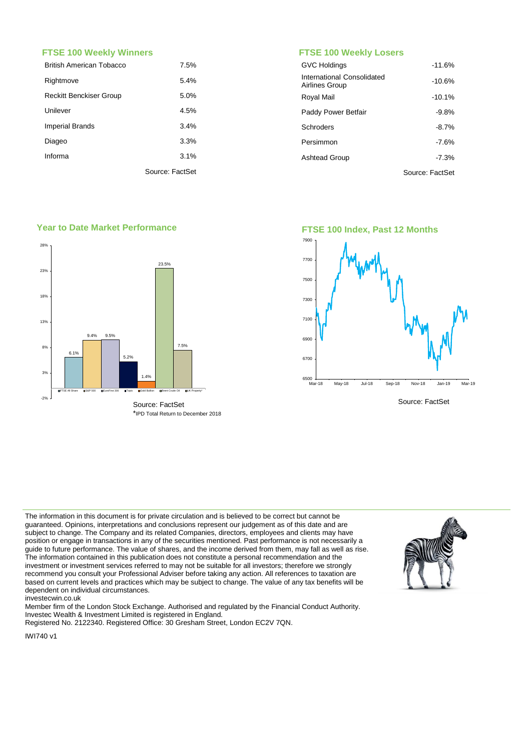## FTSE 100 Weekly Winners

| | |
|---|---|
| British American Tobacco | 7.5% |
| Rightmove | 5.4% |
| Reckitt Benckiser Group | 5.0% |
| Unilever | 4.5% |
| Imperial Brands | 3.4% |
| Diageo | 3.3% |
| Informa | 3.1% |

Source: FactSet

## FTSE 100 Weekly Losers

| | |
|---|---|
| GVC Holdings | -11.6% |
| International Consolidated Airlines Group | -10.6% |
| Royal Mail | -10.1% |
| Paddy Power Betfair | -9.8% |
| Schroders | -8.7% |
| Persimmon | -7.6% |
| Ashtead Group | -7.3% |

Source: FactSet

## Year to Date Market Performance

28%
23%
18%
13%
8%
3%
-2%

6.1% 9.4% 9.5% 5.2% 1.4% 23.5% 7.5%

FTSE All Share, S&P 500, EuroFirst 300, Topix, Gold Bullion, Brent Crude Oil, UK Property*

Source: FactSet

*IPD Total Return to December 2018

## FTSE 100 Index, Past 12 Months

7900
7700
7500
7300
7100
6900
6700
6500

Mar-18 May-18 Jul-18 Sep-18 Nov-18 Jan-19 Mar-19

Source: FactSet

---

The information in this document is for private circulation and is believed to be correct but cannot be guaranteed. Opinions, interpretations and conclusions represent our judgement as of this date and are subject to change. The Company and its related Companies, directors, employees and clients may have position or engage in transactions in any of the securities mentioned. Past performance is not necessarily a guide to future performance. The value of shares, and the income derived from them, may fall as well as rise. The information contained in this publication does not constitute a personal recommendation and the investment or investment services referred to may not be suitable for all investors; therefore we strongly recommend you consult your Professional Adviser before taking any action. All references to taxation are based on current levels and practices which may be subject to change. The value of any tax benefits will be dependent on individual circumstances.

investecwin.co.uk

Member firm of the London Stock Exchange. Authorised and regulated by the Financial Conduct Authority.
Investec Wealth & Investment Limited is registered in England.
Registered No. 2122340. Registered Office: 30 Gresham Street, London EC2V 7QN.

IWI740 v1